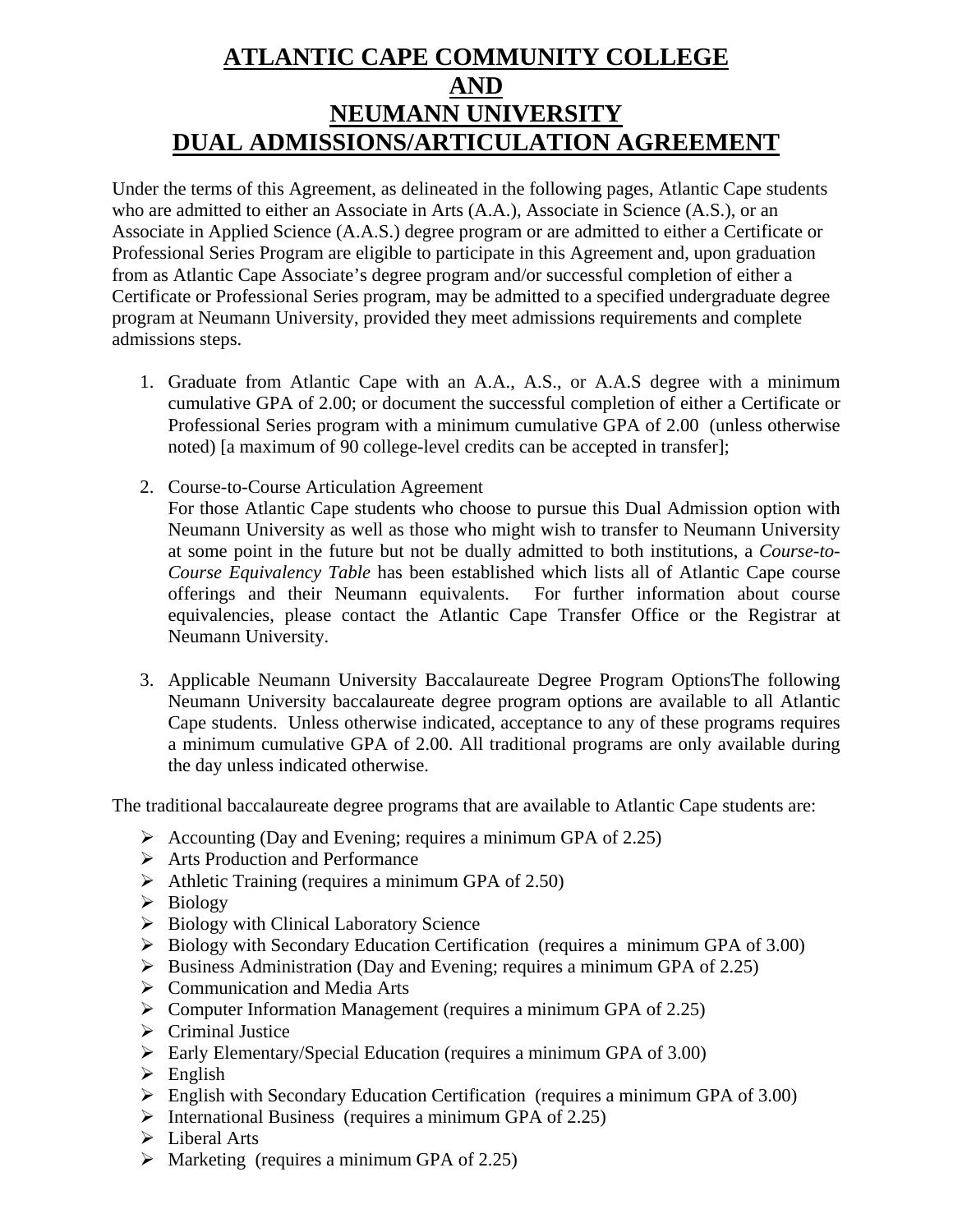# ATLANTIC CAPE COMMUNITY COLLEGE
# AND
# NEUMANN UNIVERSITY
# DUAL ADMISSIONS/ARTICULATION AGREEMENT

Under the terms of this Agreement, as delineated in the following pages, Atlantic Cape students who are admitted to either an Associate in Arts (A.A.), Associate in Science (A.S.), or an Associate in Applied Science (A.A.S.) degree program or are admitted to either a Certificate or Professional Series Program are eligible to participate in this Agreement and, upon graduation from as Atlantic Cape Associate's degree program and/or successful completion of either a Certificate or Professional Series program, may be admitted to a specified undergraduate degree program at Neumann University, provided they meet admissions requirements and complete admissions steps.

1. Graduate from Atlantic Cape with an A.A., A.S., or A.A.S degree with a minimum cumulative GPA of 2.00; or document the successful completion of either a Certificate or Professional Series program with a minimum cumulative GPA of 2.00 (unless otherwise noted) [a maximum of 90 college-level credits can be accepted in transfer];

2. Course-to-Course Articulation Agreement
   For those Atlantic Cape students who choose to pursue this Dual Admission option with Neumann University as well as those who might wish to transfer to Neumann University at some point in the future but not be dually admitted to both institutions, a *Course-to-Course Equivalency Table* has been established which lists all of Atlantic Cape course offerings and their Neumann equivalents. For further information about course equivalencies, please contact the Atlantic Cape Transfer Office or the Registrar at Neumann University.

3. Applicable Neumann University Baccalaureate Degree Program OptionsThe following Neumann University baccalaureate degree program options are available to all Atlantic Cape students. Unless otherwise indicated, acceptance to any of these programs requires a minimum cumulative GPA of 2.00. All traditional programs are only available during the day unless indicated otherwise.

The traditional baccalaureate degree programs that are available to Atlantic Cape students are:

- Accounting (Day and Evening; requires a minimum GPA of 2.25)
- Arts Production and Performance
- Athletic Training (requires a minimum GPA of 2.50)
- Biology
- Biology with Clinical Laboratory Science
- Biology with Secondary Education Certification (requires a minimum GPA of 3.00)
- Business Administration (Day and Evening; requires a minimum GPA of 2.25)
- Communication and Media Arts
- Computer Information Management (requires a minimum GPA of 2.25)
- Criminal Justice
- Early Elementary/Special Education (requires a minimum GPA of 3.00)
- English
- English with Secondary Education Certification (requires a minimum GPA of 3.00)
- International Business (requires a minimum GPA of 2.25)
- Liberal Arts
- Marketing (requires a minimum GPA of 2.25)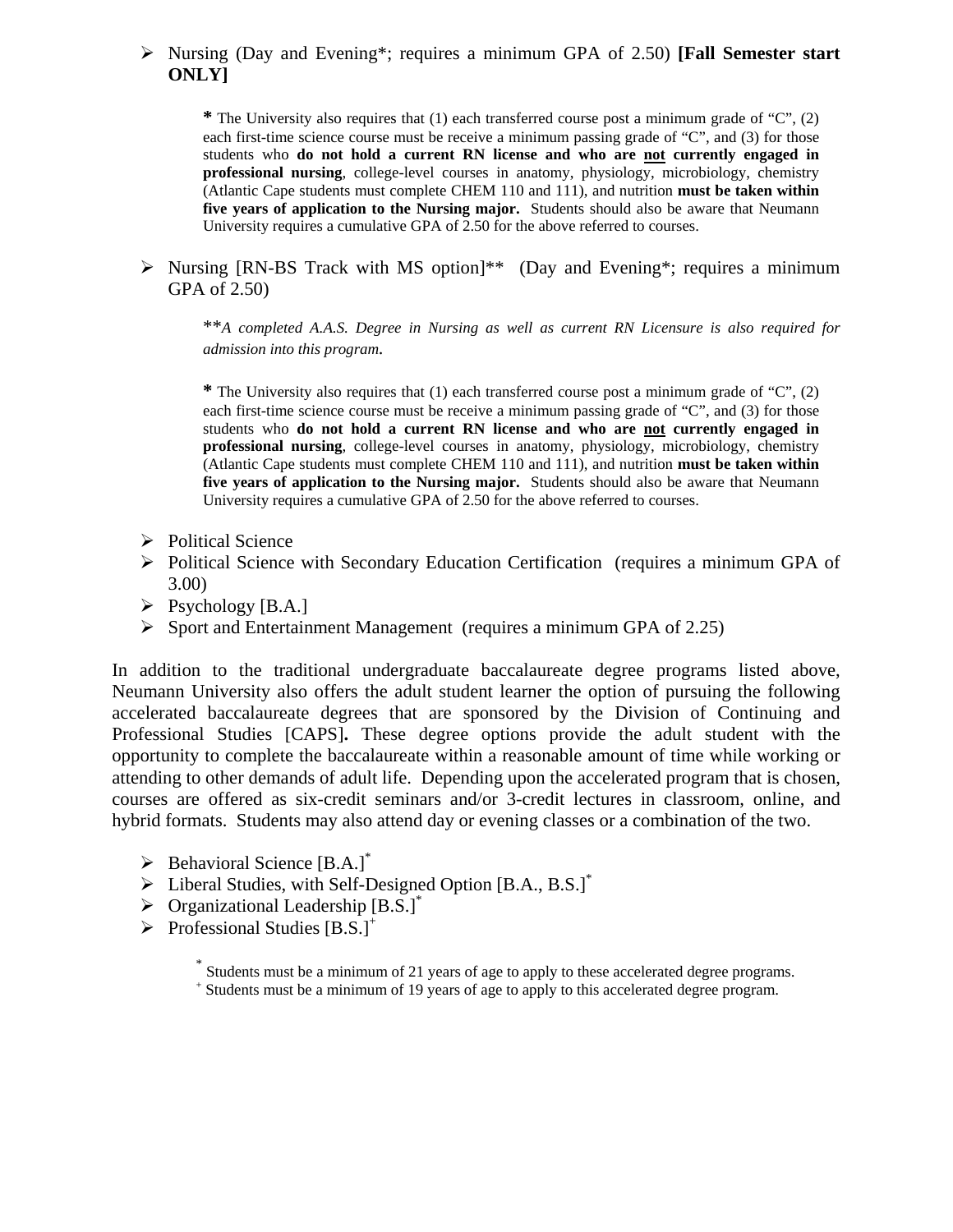- Nursing (Day and Evening*; requires a minimum GPA of 2.50) **[Fall Semester start ONLY]**

  **\*** The University also requires that (1) each transferred course post a minimum grade of "C", (2) each first-time science course must be receive a minimum passing grade of "C", and (3) for those students who **do not hold a current RN license and who are <u>not</u> currently engaged in professional nursing**, college-level courses in anatomy, physiology, microbiology, chemistry (Atlantic Cape students must complete CHEM 110 and 111), and nutrition **must be taken within five years of application to the Nursing major.** Students should also be aware that Neumann University requires a cumulative GPA of 2.50 for the above referred to courses.

- Nursing [RN-BS Track with MS option]** (Day and Evening*; requires a minimum GPA of 2.50)

  \*\**A completed A.A.S. Degree in Nursing as well as current RN Licensure is also required for admission into this program.*

  **\*** The University also requires that (1) each transferred course post a minimum grade of "C", (2) each first-time science course must be receive a minimum passing grade of "C", and (3) for those students who **do not hold a current RN license and who are <u>not</u> currently engaged in professional nursing**, college-level courses in anatomy, physiology, microbiology, chemistry (Atlantic Cape students must complete CHEM 110 and 111), and nutrition **must be taken within five years of application to the Nursing major.** Students should also be aware that Neumann University requires a cumulative GPA of 2.50 for the above referred to courses.

- Political Science
- Political Science with Secondary Education Certification (requires a minimum GPA of 3.00)
- Psychology [B.A.]
- Sport and Entertainment Management (requires a minimum GPA of 2.25)

In addition to the traditional undergraduate baccalaureate degree programs listed above, Neumann University also offers the adult student learner the option of pursuing the following accelerated baccalaureate degrees that are sponsored by the Division of Continuing and Professional Studies [CAPS]**.** These degree options provide the adult student with the opportunity to complete the baccalaureate within a reasonable amount of time while working or attending to other demands of adult life. Depending upon the accelerated program that is chosen, courses are offered as six-credit seminars and/or 3-credit lectures in classroom, online, and hybrid formats. Students may also attend day or evening classes or a combination of the two.

- Behavioral Science [B.A.]*
- Liberal Studies, with Self-Designed Option [B.A., B.S.]*
- Organizational Leadership [B.S.]*
- Professional Studies [B.S.]+

\* Students must be a minimum of 21 years of age to apply to these accelerated degree programs.
\+ Students must be a minimum of 19 years of age to apply to this accelerated degree program.